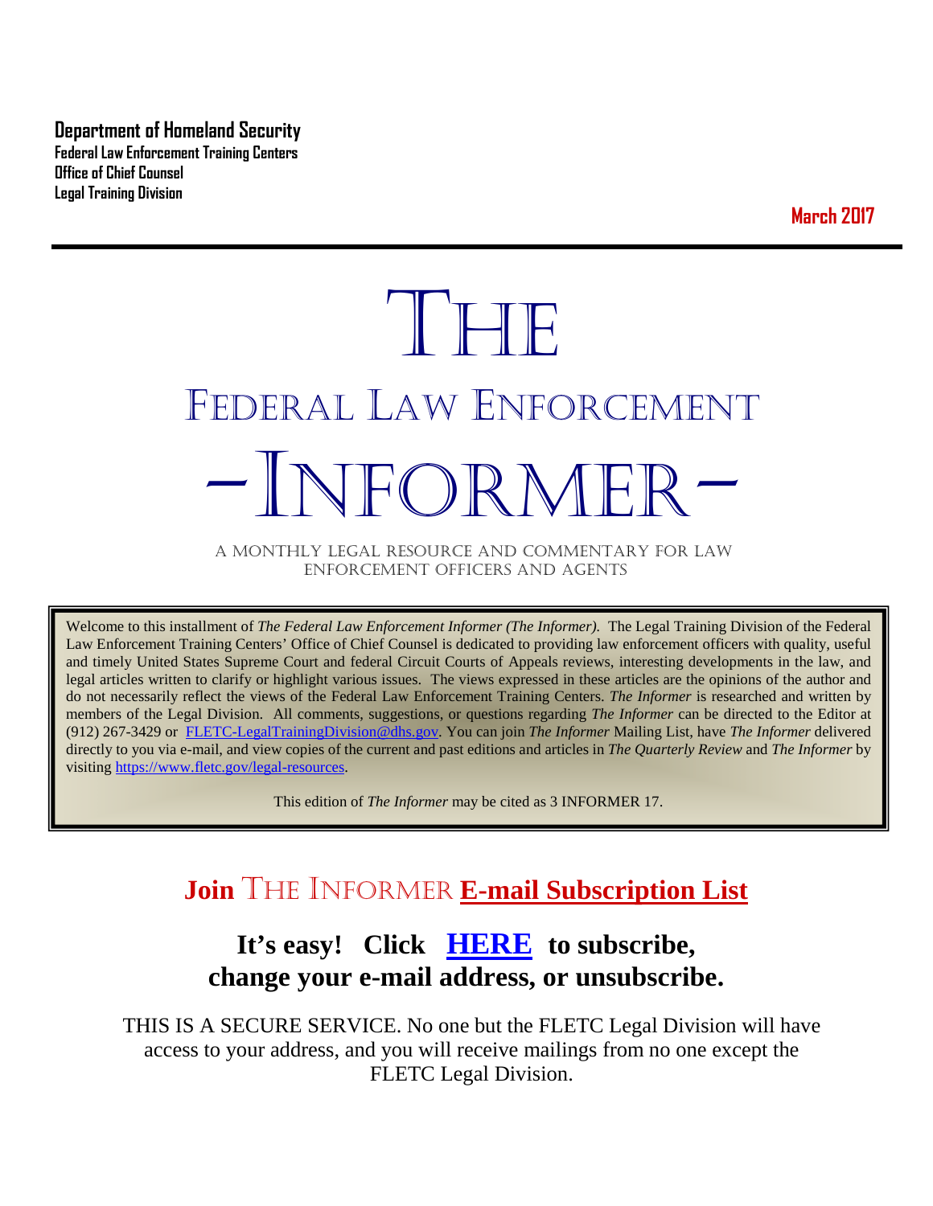**Department of Homeland Security**
**Federal Law Enforcement Training Centers**
**Office of Chief Counsel**
**Legal Training Division**

**March 2017**

# THE
# FEDERAL LAW ENFORCEMENT
# -INFORMER-

A MONTHLY LEGAL RESOURCE AND COMMENTARY FOR LAW ENFORCEMENT OFFICERS AND AGENTS

Welcome to this installment of *The Federal Law Enforcement Informer (The Informer).* The Legal Training Division of the Federal Law Enforcement Training Centers' Office of Chief Counsel is dedicated to providing law enforcement officers with quality, useful and timely United States Supreme Court and federal Circuit Courts of Appeals reviews, interesting developments in the law, and legal articles written to clarify or highlight various issues. The views expressed in these articles are the opinions of the author and do not necessarily reflect the views of the Federal Law Enforcement Training Centers. *The Informer* is researched and written by members of the Legal Division. All comments, suggestions, or questions regarding *The Informer* can be directed to the Editor at (912) 267-3429 or [FLETC-LegalTrainingDivision@dhs.gov](mailto:FLETC-LegalTrainingDivision@dhs.gov). You can join *The Informer* Mailing List, have *The Informer* delivered directly to you via e-mail, and view copies of the current and past editions and articles in *The Quarterly Review* and *The Informer* by visiting [https://www.fletc.gov/legal-resources](https://www.fletc.gov/legal-resources).

This edition of *The Informer* may be cited as 3 INFORMER 17.

## Join THE INFORMER E-mail Subscription List

### It's easy! Click HERE to subscribe, change your e-mail address, or unsubscribe.

THIS IS A SECURE SERVICE. No one but the FLETC Legal Division will have access to your address, and you will receive mailings from no one except the FLETC Legal Division.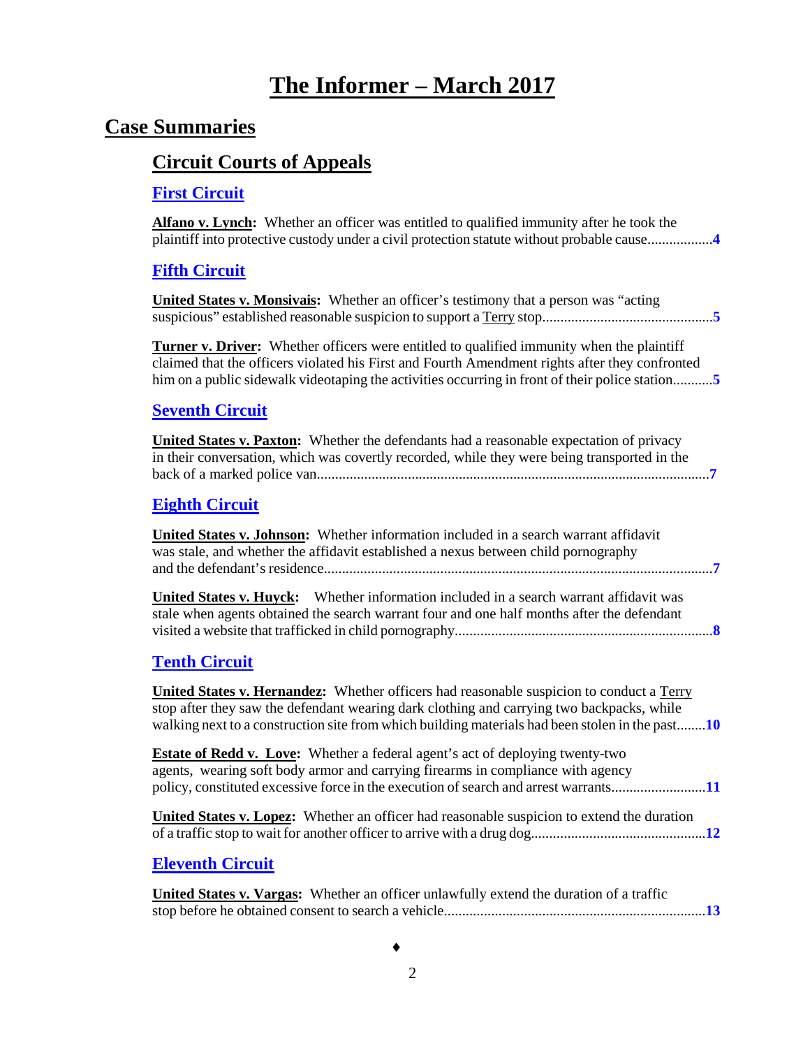# The Informer – March 2017

## Case Summaries

### Circuit Courts of Appeals

#### First Circuit

**Alfano v. Lynch:** Whether an officer was entitled to qualified immunity after he took the plaintiff into protective custody under a civil protection statute without probable cause..................4

#### Fifth Circuit

**United States v. Monsivais:** Whether an officer's testimony that a person was "acting suspicious" established reasonable suspicion to support a Terry stop...............................................5

**Turner v. Driver:** Whether officers were entitled to qualified immunity when the plaintiff claimed that the officers violated his First and Fourth Amendment rights after they confronted him on a public sidewalk videotaping the activities occurring in front of their police station...........5

#### Seventh Circuit

**United States v. Paxton:** Whether the defendants had a reasonable expectation of privacy in their conversation, which was covertly recorded, while they were being transported in the back of a marked police van...........................................................................................................7

#### Eighth Circuit

**United States v. Johnson:** Whether information included in a search warrant affidavit was stale, and whether the affidavit established a nexus between child pornography and the defendant's residence..........................................................................................................7

**United States v. Huyck:** Whether information included in a search warrant affidavit was stale when agents obtained the search warrant four and one half months after the defendant visited a website that trafficked in child pornography......................................................................8

#### Tenth Circuit

**United States v. Hernandez:** Whether officers had reasonable suspicion to conduct a Terry stop after they saw the defendant wearing dark clothing and carrying two backpacks, while walking next to a construction site from which building materials had been stolen in the past........10

**Estate of Redd v. Love:** Whether a federal agent's act of deploying twenty-two agents, wearing soft body armor and carrying firearms in compliance with agency policy, constituted excessive force in the execution of search and arrest warrants..........................11

**United States v. Lopez:** Whether an officer had reasonable suspicion to extend the duration of a traffic stop to wait for another officer to arrive with a drug dog...............................................12

#### Eleventh Circuit

**United States v. Vargas:** Whether an officer unlawfully extend the duration of a traffic stop before he obtained consent to search a vehicle.......................................................................13

♦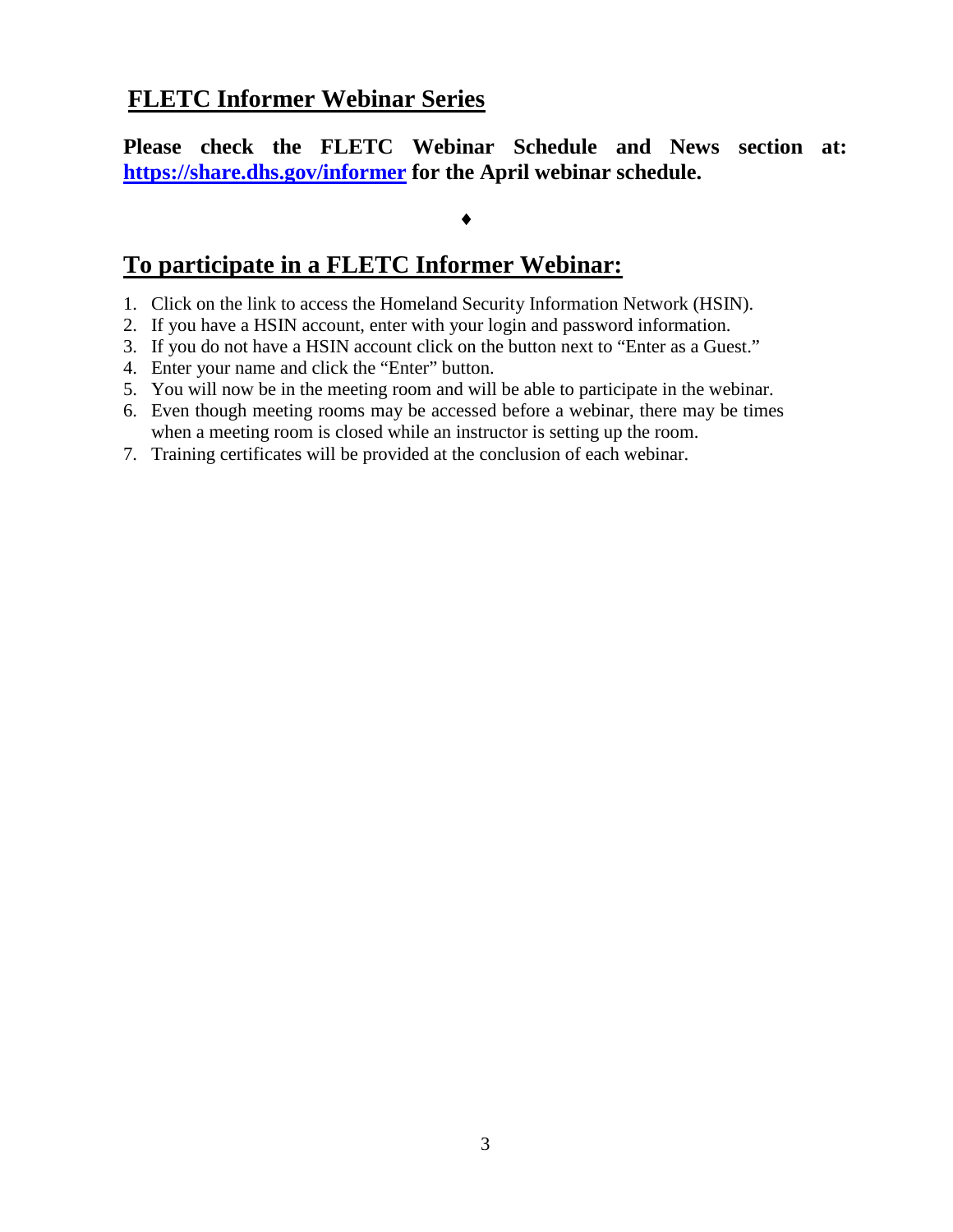## FLETC Informer Webinar Series

**Please check the FLETC Webinar Schedule and News section at: [https://share.dhs.gov/informer](https://share.dhs.gov/informer) for the April webinar schedule.**

♦

## To participate in a FLETC Informer Webinar:

1. Click on the link to access the Homeland Security Information Network (HSIN).
2. If you have a HSIN account, enter with your login and password information.
3. If you do not have a HSIN account click on the button next to "Enter as a Guest."
4. Enter your name and click the "Enter" button.
5. You will now be in the meeting room and will be able to participate in the webinar.
6. Even though meeting rooms may be accessed before a webinar, there may be times when a meeting room is closed while an instructor is setting up the room.
7. Training certificates will be provided at the conclusion of each webinar.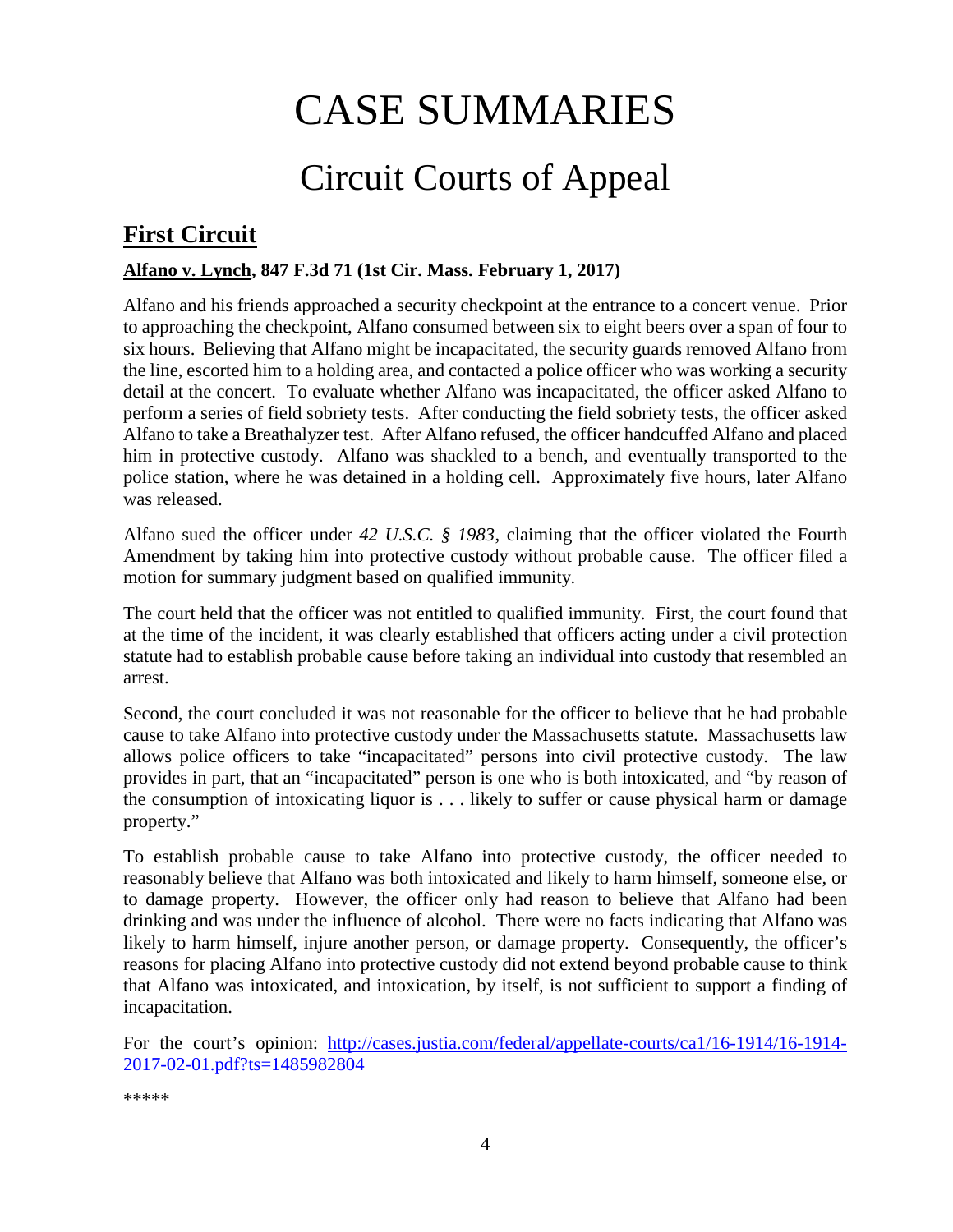# CASE SUMMARIES

## Circuit Courts of Appeal

### **First Circuit**

**Alfano v. Lynch, 847 F.3d 71 (1st Cir. Mass. February 1, 2017)**

Alfano and his friends approached a security checkpoint at the entrance to a concert venue. Prior to approaching the checkpoint, Alfano consumed between six to eight beers over a span of four to six hours. Believing that Alfano might be incapacitated, the security guards removed Alfano from the line, escorted him to a holding area, and contacted a police officer who was working a security detail at the concert. To evaluate whether Alfano was incapacitated, the officer asked Alfano to perform a series of field sobriety tests. After conducting the field sobriety tests, the officer asked Alfano to take a Breathalyzer test. After Alfano refused, the officer handcuffed Alfano and placed him in protective custody. Alfano was shackled to a bench, and eventually transported to the police station, where he was detained in a holding cell. Approximately five hours, later Alfano was released.

Alfano sued the officer under *42 U.S.C. § 1983*, claiming that the officer violated the Fourth Amendment by taking him into protective custody without probable cause. The officer filed a motion for summary judgment based on qualified immunity.

The court held that the officer was not entitled to qualified immunity. First, the court found that at the time of the incident, it was clearly established that officers acting under a civil protection statute had to establish probable cause before taking an individual into custody that resembled an arrest.

Second, the court concluded it was not reasonable for the officer to believe that he had probable cause to take Alfano into protective custody under the Massachusetts statute. Massachusetts law allows police officers to take "incapacitated" persons into civil protective custody. The law provides in part, that an "incapacitated" person is one who is both intoxicated, and "by reason of the consumption of intoxicating liquor is . . . likely to suffer or cause physical harm or damage property."

To establish probable cause to take Alfano into protective custody, the officer needed to reasonably believe that Alfano was both intoxicated and likely to harm himself, someone else, or to damage property. However, the officer only had reason to believe that Alfano had been drinking and was under the influence of alcohol. There were no facts indicating that Alfano was likely to harm himself, injure another person, or damage property. Consequently, the officer's reasons for placing Alfano into protective custody did not extend beyond probable cause to think that Alfano was intoxicated, and intoxication, by itself, is not sufficient to support a finding of incapacitation.

For the court's opinion: [http://cases.justia.com/federal/appellate-courts/ca1/16-1914/16-1914-2017-02-01.pdf?ts=1485982804](http://cases.justia.com/federal/appellate-courts/ca1/16-1914/16-1914-2017-02-01.pdf?ts=1485982804)

*****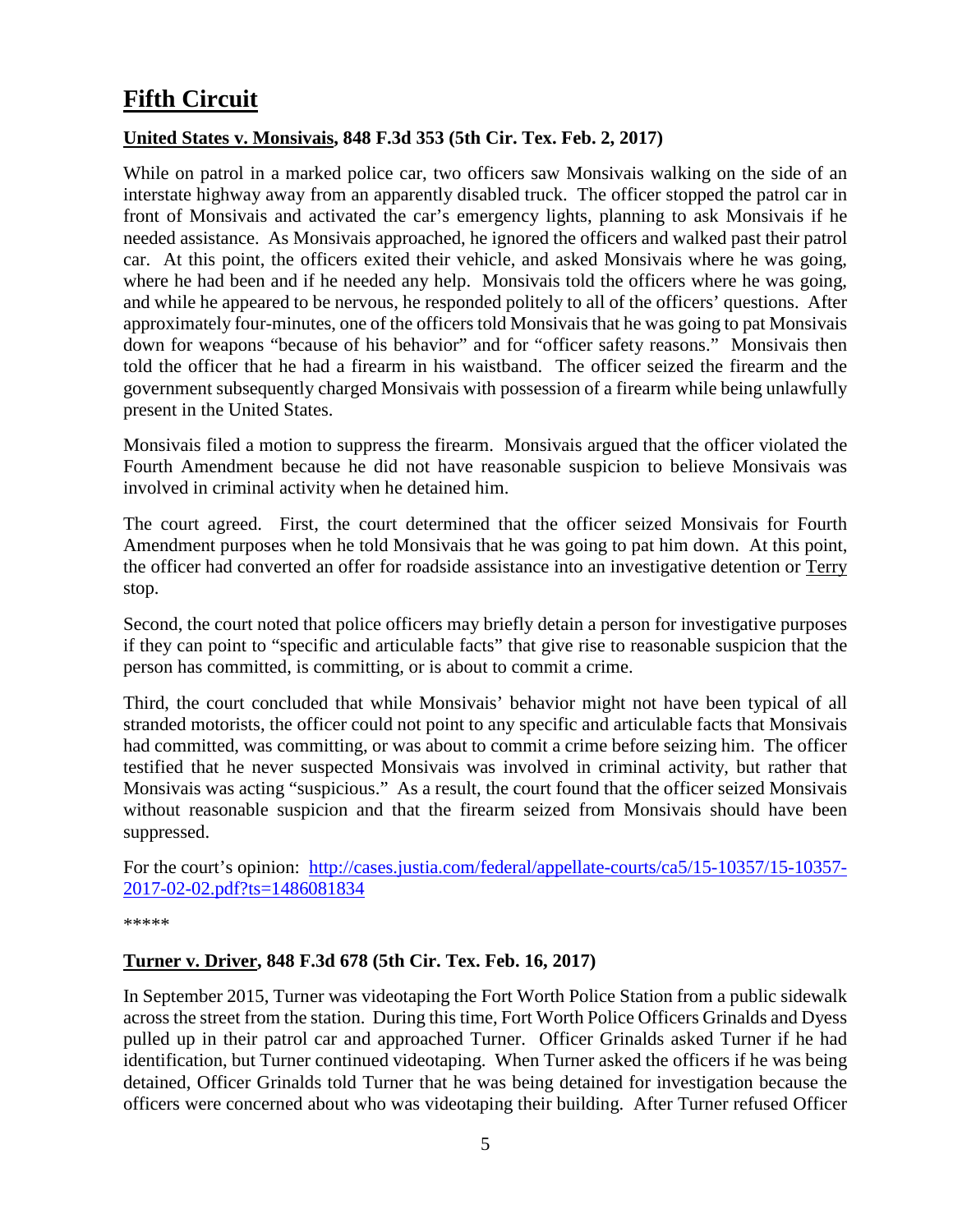# Fifth Circuit

## United States v. Monsivais, 848 F.3d 353 (5th Cir. Tex. Feb. 2, 2017)

While on patrol in a marked police car, two officers saw Monsivais walking on the side of an interstate highway away from an apparently disabled truck. The officer stopped the patrol car in front of Monsivais and activated the car's emergency lights, planning to ask Monsivais if he needed assistance. As Monsivais approached, he ignored the officers and walked past their patrol car. At this point, the officers exited their vehicle, and asked Monsivais where he was going, where he had been and if he needed any help. Monsivais told the officers where he was going, and while he appeared to be nervous, he responded politely to all of the officers' questions. After approximately four-minutes, one of the officers told Monsivais that he was going to pat Monsivais down for weapons "because of his behavior" and for "officer safety reasons." Monsivais then told the officer that he had a firearm in his waistband. The officer seized the firearm and the government subsequently charged Monsivais with possession of a firearm while being unlawfully present in the United States.

Monsivais filed a motion to suppress the firearm. Monsivais argued that the officer violated the Fourth Amendment because he did not have reasonable suspicion to believe Monsivais was involved in criminal activity when he detained him.

The court agreed. First, the court determined that the officer seized Monsivais for Fourth Amendment purposes when he told Monsivais that he was going to pat him down. At this point, the officer had converted an offer for roadside assistance into an investigative detention or Terry stop.

Second, the court noted that police officers may briefly detain a person for investigative purposes if they can point to "specific and articulable facts" that give rise to reasonable suspicion that the person has committed, is committing, or is about to commit a crime.

Third, the court concluded that while Monsivais' behavior might not have been typical of all stranded motorists, the officer could not point to any specific and articulable facts that Monsivais had committed, was committing, or was about to commit a crime before seizing him. The officer testified that he never suspected Monsivais was involved in criminal activity, but rather that Monsivais was acting "suspicious." As a result, the court found that the officer seized Monsivais without reasonable suspicion and that the firearm seized from Monsivais should have been suppressed.

For the court's opinion: [http://cases.justia.com/federal/appellate-courts/ca5/15-10357/15-10357-2017-02-02.pdf?ts=1486081834](http://cases.justia.com/federal/appellate-courts/ca5/15-10357/15-10357-2017-02-02.pdf?ts=1486081834)

*****

## Turner v. Driver, 848 F.3d 678 (5th Cir. Tex. Feb. 16, 2017)

In September 2015, Turner was videotaping the Fort Worth Police Station from a public sidewalk across the street from the station. During this time, Fort Worth Police Officers Grinalds and Dyess pulled up in their patrol car and approached Turner. Officer Grinalds asked Turner if he had identification, but Turner continued videotaping. When Turner asked the officers if he was being detained, Officer Grinalds told Turner that he was being detained for investigation because the officers were concerned about who was videotaping their building. After Turner refused Officer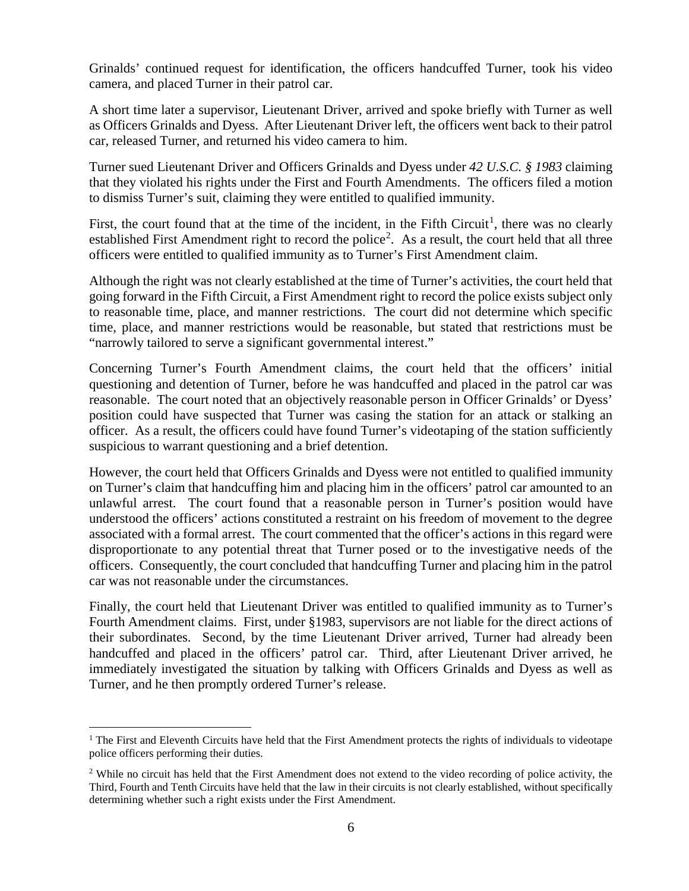Grinalds' continued request for identification, the officers handcuffed Turner, took his video camera, and placed Turner in their patrol car.

A short time later a supervisor, Lieutenant Driver, arrived and spoke briefly with Turner as well as Officers Grinalds and Dyess. After Lieutenant Driver left, the officers went back to their patrol car, released Turner, and returned his video camera to him.

Turner sued Lieutenant Driver and Officers Grinalds and Dyess under *42 U.S.C. § 1983* claiming that they violated his rights under the First and Fourth Amendments. The officers filed a motion to dismiss Turner's suit, claiming they were entitled to qualified immunity.

First, the court found that at the time of the incident, in the Fifth Circuit[1], there was no clearly established First Amendment right to record the police[2]. As a result, the court held that all three officers were entitled to qualified immunity as to Turner's First Amendment claim.

Although the right was not clearly established at the time of Turner's activities, the court held that going forward in the Fifth Circuit, a First Amendment right to record the police exists subject only to reasonable time, place, and manner restrictions. The court did not determine which specific time, place, and manner restrictions would be reasonable, but stated that restrictions must be "narrowly tailored to serve a significant governmental interest."

Concerning Turner's Fourth Amendment claims, the court held that the officers' initial questioning and detention of Turner, before he was handcuffed and placed in the patrol car was reasonable. The court noted that an objectively reasonable person in Officer Grinalds' or Dyess' position could have suspected that Turner was casing the station for an attack or stalking an officer. As a result, the officers could have found Turner's videotaping of the station sufficiently suspicious to warrant questioning and a brief detention.

However, the court held that Officers Grinalds and Dyess were not entitled to qualified immunity on Turner's claim that handcuffing him and placing him in the officers' patrol car amounted to an unlawful arrest. The court found that a reasonable person in Turner's position would have understood the officers' actions constituted a restraint on his freedom of movement to the degree associated with a formal arrest. The court commented that the officer's actions in this regard were disproportionate to any potential threat that Turner posed or to the investigative needs of the officers. Consequently, the court concluded that handcuffing Turner and placing him in the patrol car was not reasonable under the circumstances.

Finally, the court held that Lieutenant Driver was entitled to qualified immunity as to Turner's Fourth Amendment claims. First, under §1983, supervisors are not liable for the direct actions of their subordinates. Second, by the time Lieutenant Driver arrived, Turner had already been handcuffed and placed in the officers' patrol car. Third, after Lieutenant Driver arrived, he immediately investigated the situation by talking with Officers Grinalds and Dyess as well as Turner, and he then promptly ordered Turner's release.

---

[1] The First and Eleventh Circuits have held that the First Amendment protects the rights of individuals to videotape police officers performing their duties.

[2] While no circuit has held that the First Amendment does not extend to the video recording of police activity, the Third, Fourth and Tenth Circuits have held that the law in their circuits is not clearly established, without specifically determining whether such a right exists under the First Amendment.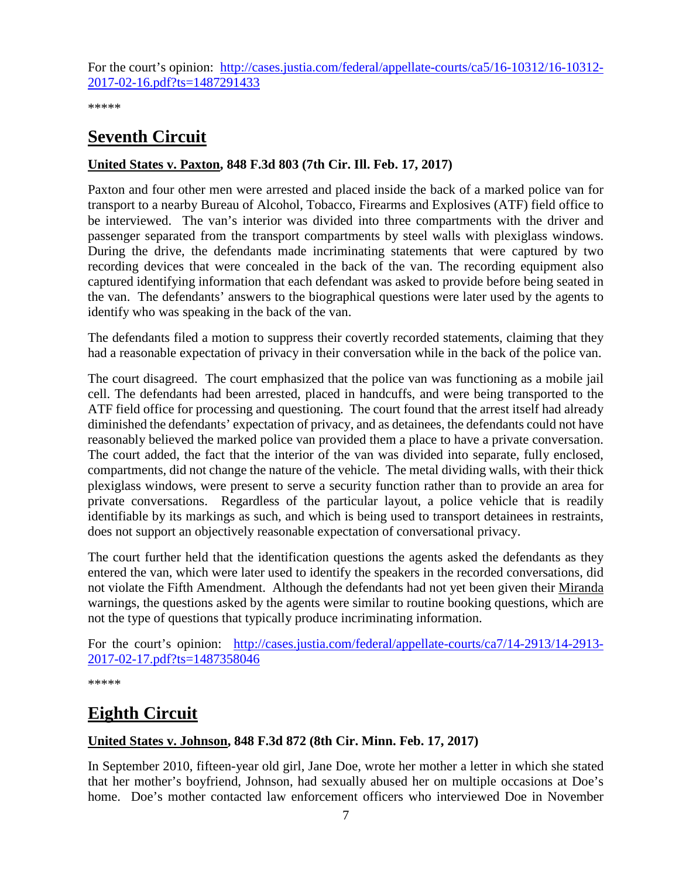For the court's opinion: [http://cases.justia.com/federal/appellate-courts/ca5/16-10312/16-10312-2017-02-16.pdf?ts=1487291433](http://cases.justia.com/federal/appellate-courts/ca5/16-10312/16-10312-2017-02-16.pdf?ts=1487291433)

*****

# Seventh Circuit

## United States v. Paxton, 848 F.3d 803 (7th Cir. Ill. Feb. 17, 2017)

Paxton and four other men were arrested and placed inside the back of a marked police van for transport to a nearby Bureau of Alcohol, Tobacco, Firearms and Explosives (ATF) field office to be interviewed. The van's interior was divided into three compartments with the driver and passenger separated from the transport compartments by steel walls with plexiglass windows. During the drive, the defendants made incriminating statements that were captured by two recording devices that were concealed in the back of the van. The recording equipment also captured identifying information that each defendant was asked to provide before being seated in the van. The defendants' answers to the biographical questions were later used by the agents to identify who was speaking in the back of the van.

The defendants filed a motion to suppress their covertly recorded statements, claiming that they had a reasonable expectation of privacy in their conversation while in the back of the police van.

The court disagreed. The court emphasized that the police van was functioning as a mobile jail cell. The defendants had been arrested, placed in handcuffs, and were being transported to the ATF field office for processing and questioning. The court found that the arrest itself had already diminished the defendants' expectation of privacy, and as detainees, the defendants could not have reasonably believed the marked police van provided them a place to have a private conversation. The court added, the fact that the interior of the van was divided into separate, fully enclosed, compartments, did not change the nature of the vehicle. The metal dividing walls, with their thick plexiglass windows, were present to serve a security function rather than to provide an area for private conversations. Regardless of the particular layout, a police vehicle that is readily identifiable by its markings as such, and which is being used to transport detainees in restraints, does not support an objectively reasonable expectation of conversational privacy.

The court further held that the identification questions the agents asked the defendants as they entered the van, which were later used to identify the speakers in the recorded conversations, did not violate the Fifth Amendment. Although the defendants had not yet been given their Miranda warnings, the questions asked by the agents were similar to routine booking questions, which are not the type of questions that typically produce incriminating information.

For the court's opinion: [http://cases.justia.com/federal/appellate-courts/ca7/14-2913/14-2913-2017-02-17.pdf?ts=1487358046](http://cases.justia.com/federal/appellate-courts/ca7/14-2913/14-2913-2017-02-17.pdf?ts=1487358046)

*****

# Eighth Circuit

## United States v. Johnson, 848 F.3d 872 (8th Cir. Minn. Feb. 17, 2017)

In September 2010, fifteen-year old girl, Jane Doe, wrote her mother a letter in which she stated that her mother's boyfriend, Johnson, had sexually abused her on multiple occasions at Doe's home. Doe's mother contacted law enforcement officers who interviewed Doe in November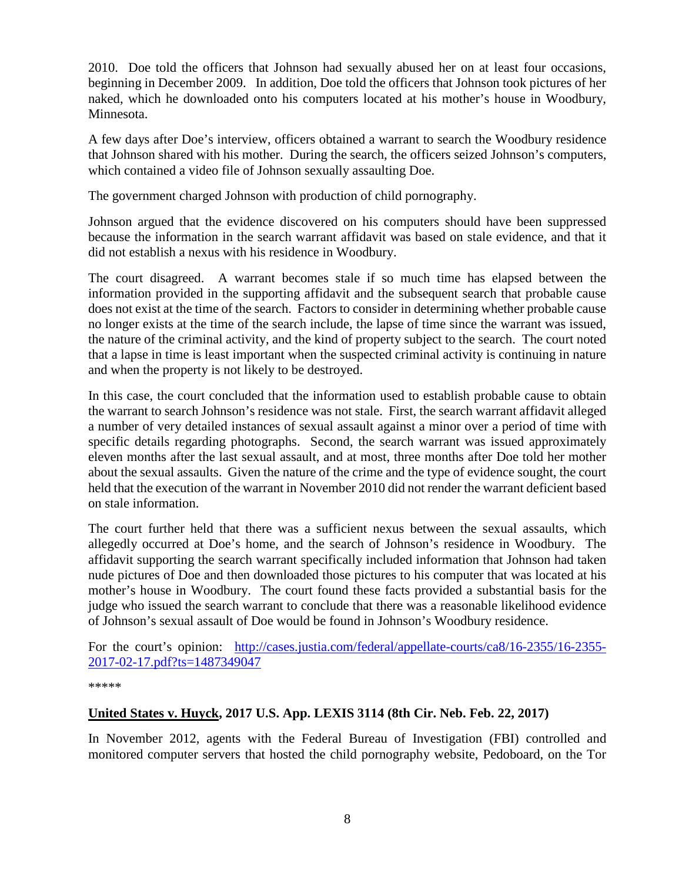2010. Doe told the officers that Johnson had sexually abused her on at least four occasions, beginning in December 2009. In addition, Doe told the officers that Johnson took pictures of her naked, which he downloaded onto his computers located at his mother's house in Woodbury, Minnesota.

A few days after Doe's interview, officers obtained a warrant to search the Woodbury residence that Johnson shared with his mother. During the search, the officers seized Johnson's computers, which contained a video file of Johnson sexually assaulting Doe.

The government charged Johnson with production of child pornography.

Johnson argued that the evidence discovered on his computers should have been suppressed because the information in the search warrant affidavit was based on stale evidence, and that it did not establish a nexus with his residence in Woodbury.

The court disagreed. A warrant becomes stale if so much time has elapsed between the information provided in the supporting affidavit and the subsequent search that probable cause does not exist at the time of the search. Factors to consider in determining whether probable cause no longer exists at the time of the search include, the lapse of time since the warrant was issued, the nature of the criminal activity, and the kind of property subject to the search. The court noted that a lapse in time is least important when the suspected criminal activity is continuing in nature and when the property is not likely to be destroyed.

In this case, the court concluded that the information used to establish probable cause to obtain the warrant to search Johnson's residence was not stale. First, the search warrant affidavit alleged a number of very detailed instances of sexual assault against a minor over a period of time with specific details regarding photographs. Second, the search warrant was issued approximately eleven months after the last sexual assault, and at most, three months after Doe told her mother about the sexual assaults. Given the nature of the crime and the type of evidence sought, the court held that the execution of the warrant in November 2010 did not render the warrant deficient based on stale information.

The court further held that there was a sufficient nexus between the sexual assaults, which allegedly occurred at Doe's home, and the search of Johnson's residence in Woodbury. The affidavit supporting the search warrant specifically included information that Johnson had taken nude pictures of Doe and then downloaded those pictures to his computer that was located at his mother's house in Woodbury. The court found these facts provided a substantial basis for the judge who issued the search warrant to conclude that there was a reasonable likelihood evidence of Johnson's sexual assault of Doe would be found in Johnson's Woodbury residence.

For the court's opinion: [http://cases.justia.com/federal/appellate-courts/ca8/16-2355/16-2355-2017-02-17.pdf?ts=1487349047](http://cases.justia.com/federal/appellate-courts/ca8/16-2355/16-2355-2017-02-17.pdf?ts=1487349047)

*****

**United States v. Huyck, 2017 U.S. App. LEXIS 3114 (8th Cir. Neb. Feb. 22, 2017)**

In November 2012, agents with the Federal Bureau of Investigation (FBI) controlled and monitored computer servers that hosted the child pornography website, Pedoboard, on the Tor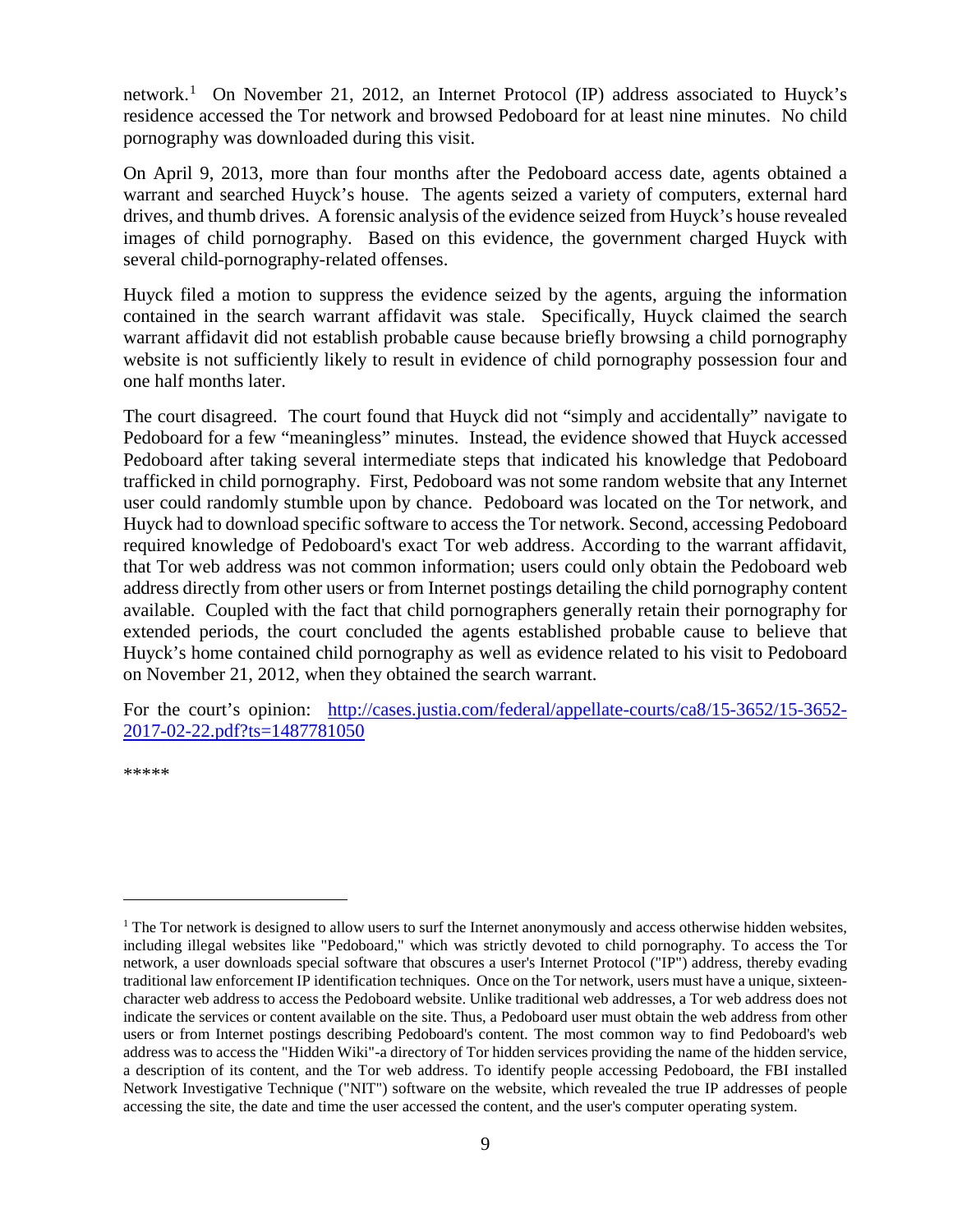network.[1] On November 21, 2012, an Internet Protocol (IP) address associated to Huyck's residence accessed the Tor network and browsed Pedoboard for at least nine minutes. No child pornography was downloaded during this visit.

On April 9, 2013, more than four months after the Pedoboard access date, agents obtained a warrant and searched Huyck's house. The agents seized a variety of computers, external hard drives, and thumb drives. A forensic analysis of the evidence seized from Huyck's house revealed images of child pornography. Based on this evidence, the government charged Huyck with several child-pornography-related offenses.

Huyck filed a motion to suppress the evidence seized by the agents, arguing the information contained in the search warrant affidavit was stale. Specifically, Huyck claimed the search warrant affidavit did not establish probable cause because briefly browsing a child pornography website is not sufficiently likely to result in evidence of child pornography possession four and one half months later.

The court disagreed. The court found that Huyck did not "simply and accidentally" navigate to Pedoboard for a few "meaningless" minutes. Instead, the evidence showed that Huyck accessed Pedoboard after taking several intermediate steps that indicated his knowledge that Pedoboard trafficked in child pornography. First, Pedoboard was not some random website that any Internet user could randomly stumble upon by chance. Pedoboard was located on the Tor network, and Huyck had to download specific software to access the Tor network. Second, accessing Pedoboard required knowledge of Pedoboard's exact Tor web address. According to the warrant affidavit, that Tor web address was not common information; users could only obtain the Pedoboard web address directly from other users or from Internet postings detailing the child pornography content available. Coupled with the fact that child pornographers generally retain their pornography for extended periods, the court concluded the agents established probable cause to believe that Huyck's home contained child pornography as well as evidence related to his visit to Pedoboard on November 21, 2012, when they obtained the search warrant.

For the court's opinion: [http://cases.justia.com/federal/appellate-courts/ca8/15-3652/15-3652-2017-02-22.pdf?ts=1487781050](http://cases.justia.com/federal/appellate-courts/ca8/15-3652/15-3652-2017-02-22.pdf?ts=1487781050)

*****

---

[1] The Tor network is designed to allow users to surf the Internet anonymously and access otherwise hidden websites, including illegal websites like "Pedoboard," which was strictly devoted to child pornography. To access the Tor network, a user downloads special software that obscures a user's Internet Protocol ("IP") address, thereby evading traditional law enforcement IP identification techniques. Once on the Tor network, users must have a unique, sixteen-character web address to access the Pedoboard website. Unlike traditional web addresses, a Tor web address does not indicate the services or content available on the site. Thus, a Pedoboard user must obtain the web address from other users or from Internet postings describing Pedoboard's content. The most common way to find Pedoboard's web address was to access the "Hidden Wiki"-a directory of Tor hidden services providing the name of the hidden service, a description of its content, and the Tor web address. To identify people accessing Pedoboard, the FBI installed Network Investigative Technique ("NIT") software on the website, which revealed the true IP addresses of people accessing the site, the date and time the user accessed the content, and the user's computer operating system.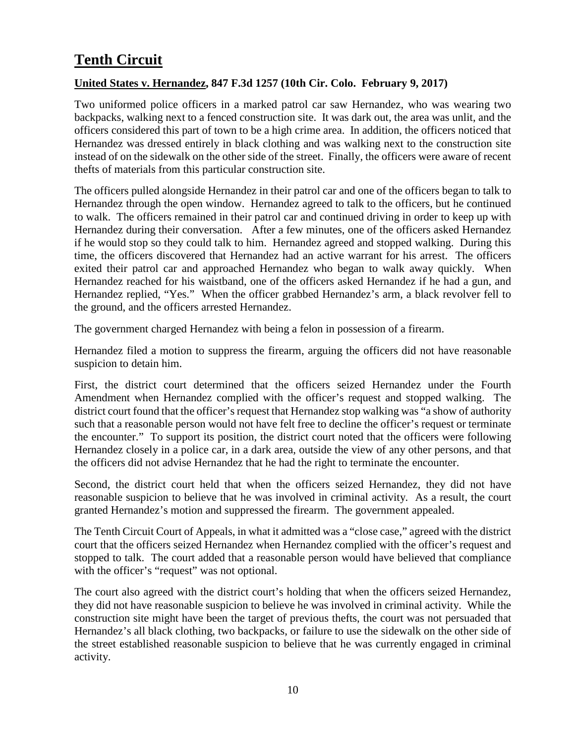# Tenth Circuit

**United States v. Hernandez, 847 F.3d 1257 (10th Cir. Colo. February 9, 2017)**

Two uniformed police officers in a marked patrol car saw Hernandez, who was wearing two backpacks, walking next to a fenced construction site. It was dark out, the area was unlit, and the officers considered this part of town to be a high crime area. In addition, the officers noticed that Hernandez was dressed entirely in black clothing and was walking next to the construction site instead of on the sidewalk on the other side of the street. Finally, the officers were aware of recent thefts of materials from this particular construction site.

The officers pulled alongside Hernandez in their patrol car and one of the officers began to talk to Hernandez through the open window. Hernandez agreed to talk to the officers, but he continued to walk. The officers remained in their patrol car and continued driving in order to keep up with Hernandez during their conversation. After a few minutes, one of the officers asked Hernandez if he would stop so they could talk to him. Hernandez agreed and stopped walking. During this time, the officers discovered that Hernandez had an active warrant for his arrest. The officers exited their patrol car and approached Hernandez who began to walk away quickly. When Hernandez reached for his waistband, one of the officers asked Hernandez if he had a gun, and Hernandez replied, "Yes." When the officer grabbed Hernandez's arm, a black revolver fell to the ground, and the officers arrested Hernandez.

The government charged Hernandez with being a felon in possession of a firearm.

Hernandez filed a motion to suppress the firearm, arguing the officers did not have reasonable suspicion to detain him.

First, the district court determined that the officers seized Hernandez under the Fourth Amendment when Hernandez complied with the officer's request and stopped walking. The district court found that the officer's request that Hernandez stop walking was "a show of authority such that a reasonable person would not have felt free to decline the officer's request or terminate the encounter." To support its position, the district court noted that the officers were following Hernandez closely in a police car, in a dark area, outside the view of any other persons, and that the officers did not advise Hernandez that he had the right to terminate the encounter.

Second, the district court held that when the officers seized Hernandez, they did not have reasonable suspicion to believe that he was involved in criminal activity. As a result, the court granted Hernandez's motion and suppressed the firearm. The government appealed.

The Tenth Circuit Court of Appeals, in what it admitted was a "close case," agreed with the district court that the officers seized Hernandez when Hernandez complied with the officer's request and stopped to talk. The court added that a reasonable person would have believed that compliance with the officer's "request" was not optional.

The court also agreed with the district court's holding that when the officers seized Hernandez, they did not have reasonable suspicion to believe he was involved in criminal activity. While the construction site might have been the target of previous thefts, the court was not persuaded that Hernandez's all black clothing, two backpacks, or failure to use the sidewalk on the other side of the street established reasonable suspicion to believe that he was currently engaged in criminal activity.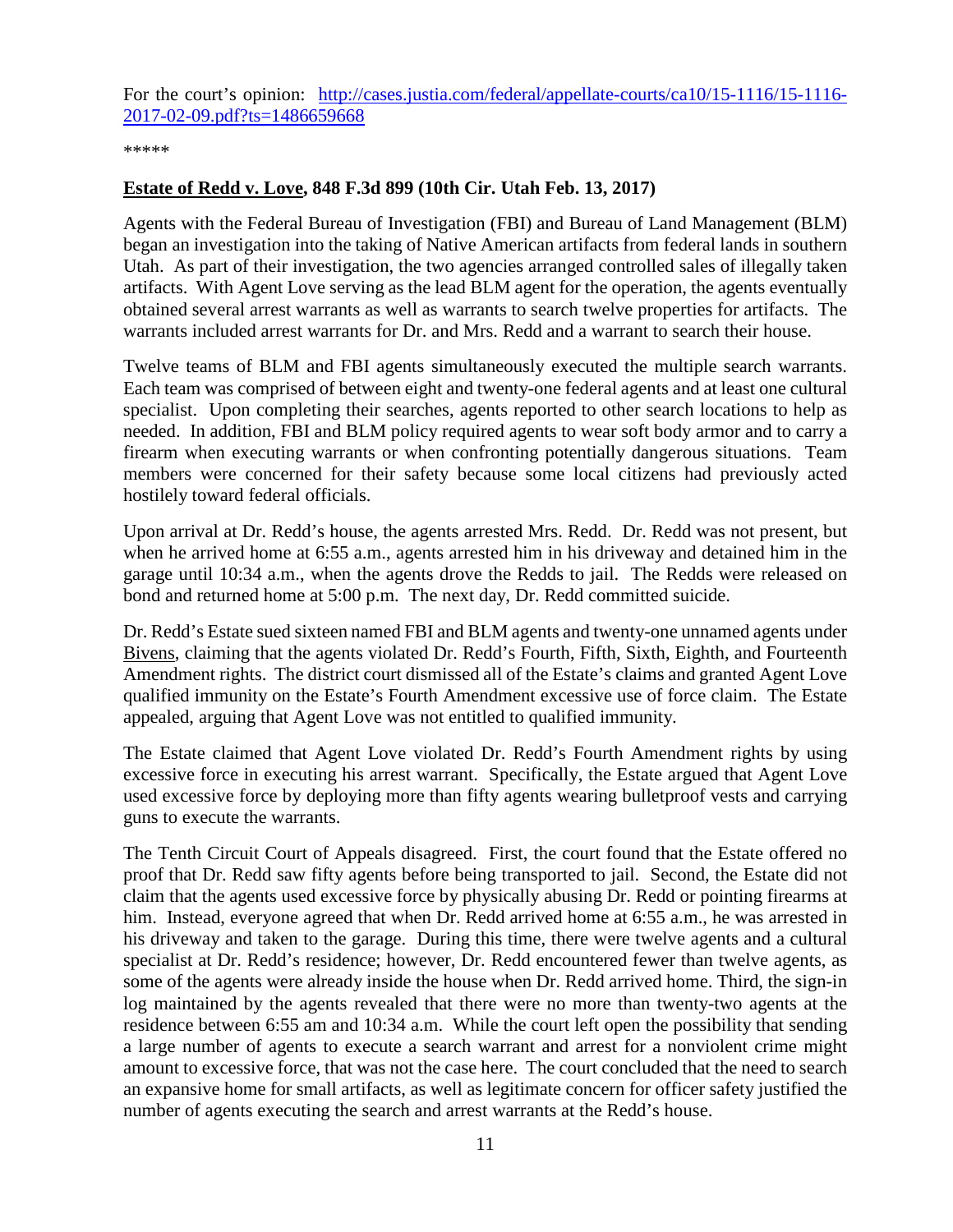For the court's opinion: [http://cases.justia.com/federal/appellate-courts/ca10/15-1116/15-1116-2017-02-09.pdf?ts=1486659668](http://cases.justia.com/federal/appellate-courts/ca10/15-1116/15-1116-2017-02-09.pdf?ts=1486659668)

*****

**Estate of Redd v. Love, 848 F.3d 899 (10th Cir. Utah Feb. 13, 2017)**

Agents with the Federal Bureau of Investigation (FBI) and Bureau of Land Management (BLM) began an investigation into the taking of Native American artifacts from federal lands in southern Utah. As part of their investigation, the two agencies arranged controlled sales of illegally taken artifacts. With Agent Love serving as the lead BLM agent for the operation, the agents eventually obtained several arrest warrants as well as warrants to search twelve properties for artifacts. The warrants included arrest warrants for Dr. and Mrs. Redd and a warrant to search their house.

Twelve teams of BLM and FBI agents simultaneously executed the multiple search warrants. Each team was comprised of between eight and twenty-one federal agents and at least one cultural specialist. Upon completing their searches, agents reported to other search locations to help as needed. In addition, FBI and BLM policy required agents to wear soft body armor and to carry a firearm when executing warrants or when confronting potentially dangerous situations. Team members were concerned for their safety because some local citizens had previously acted hostilely toward federal officials.

Upon arrival at Dr. Redd's house, the agents arrested Mrs. Redd. Dr. Redd was not present, but when he arrived home at 6:55 a.m., agents arrested him in his driveway and detained him in the garage until 10:34 a.m., when the agents drove the Redds to jail. The Redds were released on bond and returned home at 5:00 p.m. The next day, Dr. Redd committed suicide.

Dr. Redd's Estate sued sixteen named FBI and BLM agents and twenty-one unnamed agents under Bivens, claiming that the agents violated Dr. Redd's Fourth, Fifth, Sixth, Eighth, and Fourteenth Amendment rights. The district court dismissed all of the Estate's claims and granted Agent Love qualified immunity on the Estate's Fourth Amendment excessive use of force claim. The Estate appealed, arguing that Agent Love was not entitled to qualified immunity.

The Estate claimed that Agent Love violated Dr. Redd's Fourth Amendment rights by using excessive force in executing his arrest warrant. Specifically, the Estate argued that Agent Love used excessive force by deploying more than fifty agents wearing bulletproof vests and carrying guns to execute the warrants.

The Tenth Circuit Court of Appeals disagreed. First, the court found that the Estate offered no proof that Dr. Redd saw fifty agents before being transported to jail. Second, the Estate did not claim that the agents used excessive force by physically abusing Dr. Redd or pointing firearms at him. Instead, everyone agreed that when Dr. Redd arrived home at 6:55 a.m., he was arrested in his driveway and taken to the garage. During this time, there were twelve agents and a cultural specialist at Dr. Redd's residence; however, Dr. Redd encountered fewer than twelve agents, as some of the agents were already inside the house when Dr. Redd arrived home. Third, the sign-in log maintained by the agents revealed that there were no more than twenty-two agents at the residence between 6:55 am and 10:34 a.m. While the court left open the possibility that sending a large number of agents to execute a search warrant and arrest for a nonviolent crime might amount to excessive force, that was not the case here. The court concluded that the need to search an expansive home for small artifacts, as well as legitimate concern for officer safety justified the number of agents executing the search and arrest warrants at the Redd's house.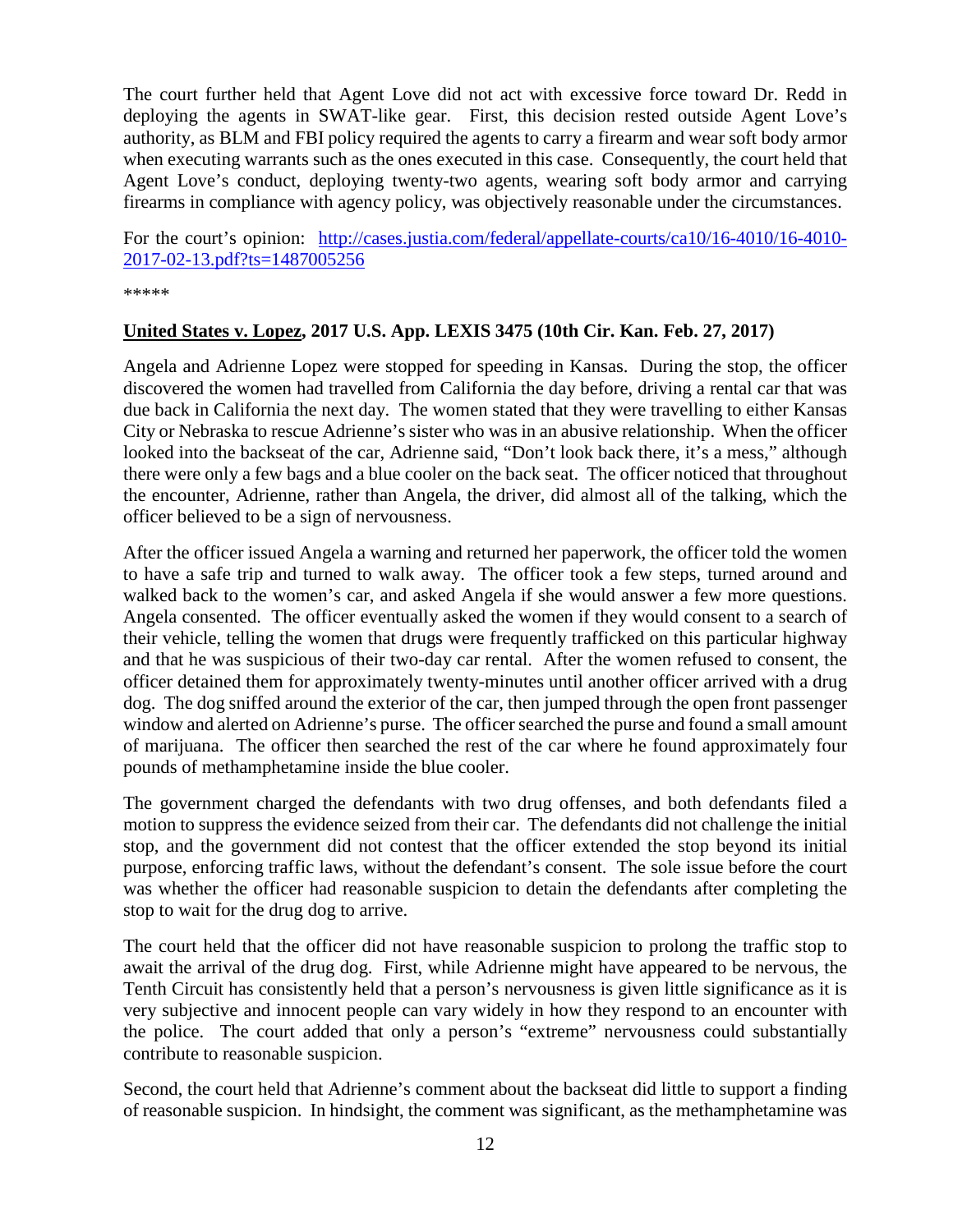The court further held that Agent Love did not act with excessive force toward Dr. Redd in deploying the agents in SWAT-like gear. First, this decision rested outside Agent Love's authority, as BLM and FBI policy required the agents to carry a firearm and wear soft body armor when executing warrants such as the ones executed in this case. Consequently, the court held that Agent Love's conduct, deploying twenty-two agents, wearing soft body armor and carrying firearms in compliance with agency policy, was objectively reasonable under the circumstances.

For the court's opinion: [http://cases.justia.com/federal/appellate-courts/ca10/16-4010/16-4010-2017-02-13.pdf?ts=1487005256](http://cases.justia.com/federal/appellate-courts/ca10/16-4010/16-4010-2017-02-13.pdf?ts=1487005256)

*****

**United States v. Lopez, 2017 U.S. App. LEXIS 3475 (10th Cir. Kan. Feb. 27, 2017)**

Angela and Adrienne Lopez were stopped for speeding in Kansas. During the stop, the officer discovered the women had travelled from California the day before, driving a rental car that was due back in California the next day. The women stated that they were travelling to either Kansas City or Nebraska to rescue Adrienne's sister who was in an abusive relationship. When the officer looked into the backseat of the car, Adrienne said, "Don't look back there, it's a mess," although there were only a few bags and a blue cooler on the back seat. The officer noticed that throughout the encounter, Adrienne, rather than Angela, the driver, did almost all of the talking, which the officer believed to be a sign of nervousness.

After the officer issued Angela a warning and returned her paperwork, the officer told the women to have a safe trip and turned to walk away. The officer took a few steps, turned around and walked back to the women's car, and asked Angela if she would answer a few more questions. Angela consented. The officer eventually asked the women if they would consent to a search of their vehicle, telling the women that drugs were frequently trafficked on this particular highway and that he was suspicious of their two-day car rental. After the women refused to consent, the officer detained them for approximately twenty-minutes until another officer arrived with a drug dog. The dog sniffed around the exterior of the car, then jumped through the open front passenger window and alerted on Adrienne's purse. The officer searched the purse and found a small amount of marijuana. The officer then searched the rest of the car where he found approximately four pounds of methamphetamine inside the blue cooler.

The government charged the defendants with two drug offenses, and both defendants filed a motion to suppress the evidence seized from their car. The defendants did not challenge the initial stop, and the government did not contest that the officer extended the stop beyond its initial purpose, enforcing traffic laws, without the defendant's consent. The sole issue before the court was whether the officer had reasonable suspicion to detain the defendants after completing the stop to wait for the drug dog to arrive.

The court held that the officer did not have reasonable suspicion to prolong the traffic stop to await the arrival of the drug dog. First, while Adrienne might have appeared to be nervous, the Tenth Circuit has consistently held that a person's nervousness is given little significance as it is very subjective and innocent people can vary widely in how they respond to an encounter with the police. The court added that only a person's "extreme" nervousness could substantially contribute to reasonable suspicion.

Second, the court held that Adrienne's comment about the backseat did little to support a finding of reasonable suspicion. In hindsight, the comment was significant, as the methamphetamine was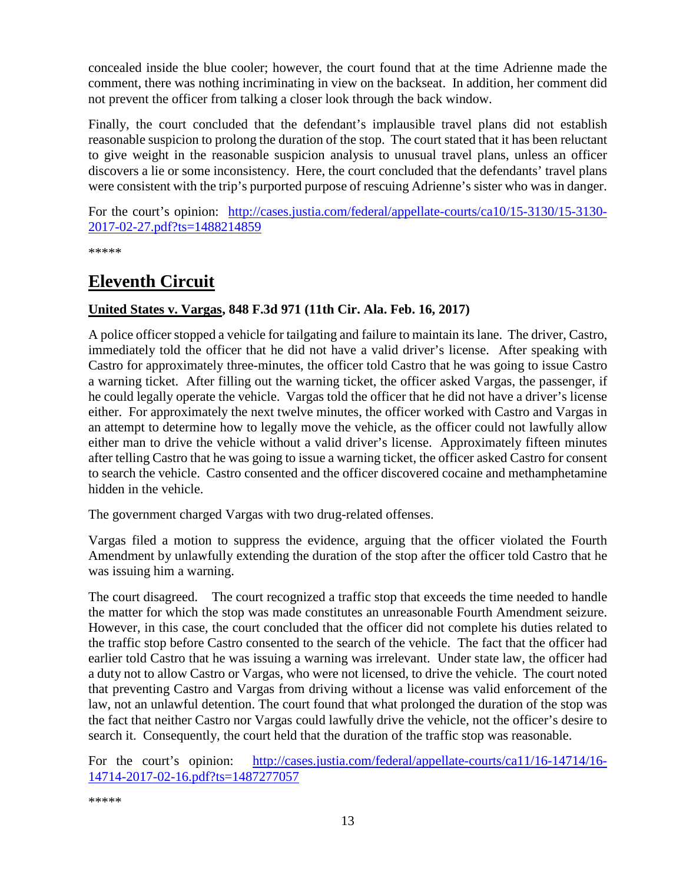concealed inside the blue cooler; however, the court found that at the time Adrienne made the comment, there was nothing incriminating in view on the backseat. In addition, her comment did not prevent the officer from talking a closer look through the back window.

Finally, the court concluded that the defendant's implausible travel plans did not establish reasonable suspicion to prolong the duration of the stop. The court stated that it has been reluctant to give weight in the reasonable suspicion analysis to unusual travel plans, unless an officer discovers a lie or some inconsistency. Here, the court concluded that the defendants' travel plans were consistent with the trip's purported purpose of rescuing Adrienne's sister who was in danger.

For the court's opinion: [http://cases.justia.com/federal/appellate-courts/ca10/15-3130/15-3130-2017-02-27.pdf?ts=1488214859](http://cases.justia.com/federal/appellate-courts/ca10/15-3130/15-3130-2017-02-27.pdf?ts=1488214859)

*****

# Eleventh Circuit

**United States v. Vargas, 848 F.3d 971 (11th Cir. Ala. Feb. 16, 2017)**

A police officer stopped a vehicle for tailgating and failure to maintain its lane. The driver, Castro, immediately told the officer that he did not have a valid driver's license. After speaking with Castro for approximately three-minutes, the officer told Castro that he was going to issue Castro a warning ticket. After filling out the warning ticket, the officer asked Vargas, the passenger, if he could legally operate the vehicle. Vargas told the officer that he did not have a driver's license either. For approximately the next twelve minutes, the officer worked with Castro and Vargas in an attempt to determine how to legally move the vehicle, as the officer could not lawfully allow either man to drive the vehicle without a valid driver's license. Approximately fifteen minutes after telling Castro that he was going to issue a warning ticket, the officer asked Castro for consent to search the vehicle. Castro consented and the officer discovered cocaine and methamphetamine hidden in the vehicle.

The government charged Vargas with two drug-related offenses.

Vargas filed a motion to suppress the evidence, arguing that the officer violated the Fourth Amendment by unlawfully extending the duration of the stop after the officer told Castro that he was issuing him a warning.

The court disagreed. The court recognized a traffic stop that exceeds the time needed to handle the matter for which the stop was made constitutes an unreasonable Fourth Amendment seizure. However, in this case, the court concluded that the officer did not complete his duties related to the traffic stop before Castro consented to the search of the vehicle. The fact that the officer had earlier told Castro that he was issuing a warning was irrelevant. Under state law, the officer had a duty not to allow Castro or Vargas, who were not licensed, to drive the vehicle. The court noted that preventing Castro and Vargas from driving without a license was valid enforcement of the law, not an unlawful detention. The court found that what prolonged the duration of the stop was the fact that neither Castro nor Vargas could lawfully drive the vehicle, not the officer's desire to search it. Consequently, the court held that the duration of the traffic stop was reasonable.

For the court's opinion: [http://cases.justia.com/federal/appellate-courts/ca11/16-14714/16-14714-2017-02-16.pdf?ts=1487277057](http://cases.justia.com/federal/appellate-courts/ca11/16-14714/16-14714-2017-02-16.pdf?ts=1487277057)

*****